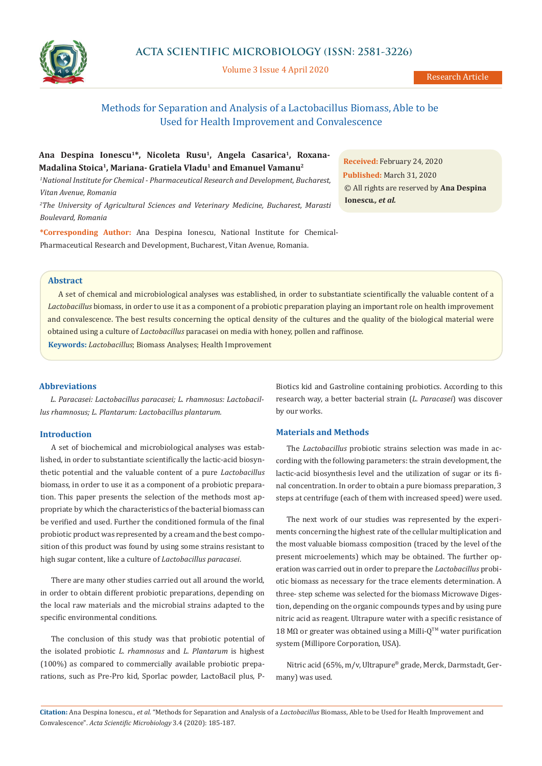# Methods for Separation and Analysis of a Lactobacillus Biomass, Able to be Used for Health Improvement and Convalescence

**Ana Despina Ionescu[1]*, Nicoleta Rusu[1], Angela Casarica[1], Roxana-Madalina Stoica[1], Mariana- Gratiela Vladu[1] and Emanuel Vamanu[2]**

*[1]National Institute for Chemical - Pharmaceutical Research and Development, Bucharest, Vitan Avenue, Romania*

*[2]The University of Agricultural Sciences and Veterinary Medicine, Bucharest, Marasti Boulevard, Romania*

**\*Corresponding Author:** Ana Despina Ionescu, National Institute for Chemical-Pharmaceutical Research and Development, Bucharest, Vitan Avenue, Romania.

**Received:** February 24, 2020
**Published:** March 31, 2020
© All rights are reserved by **Ana Despina Ionescu*., et al.***

## Abstract

A set of chemical and microbiological analyses was established, in order to substantiate scientifically the valuable content of a *Lactobacillus* biomass, in order to use it as a component of a probiotic preparation playing an important role on health improvement and convalescence. The best results concerning the optical density of the cultures and the quality of the biological material were obtained using a culture of *Lactobacillus* paracasei on media with honey, pollen and raffinose.

**Keywords:** *Lactobacillus*; Biomass Analyses; Health Improvement

## Abbreviations

*L. Paracasei: Lactobacillus paracasei; L. rhamnosus: Lactobacillus rhamnosus; L. Plantarum: Lactobacillus plantarum.*

## Introduction

A set of biochemical and microbiological analyses was established, in order to substantiate scientifically the lactic-acid biosynthetic potential and the valuable content of a pure *Lactobacillus* biomass, in order to use it as a component of a probiotic preparation. This paper presents the selection of the methods most appropriate by which the characteristics of the bacterial biomass can be verified and used. Further the conditioned formula of the final probiotic product was represented by a cream and the best composition of this product was found by using some strains resistant to high sugar content, like a culture of *Lactobacillus paracasei*.

There are many other studies carried out all around the world, in order to obtain different probiotic preparations, depending on the local raw materials and the microbial strains adapted to the specific environmental conditions.

The conclusion of this study was that probiotic potential of the isolated probiotic *L. rhamnosus* and *L. Plantarum* is highest (100%) as compared to commercially available probiotic preparations, such as Pre-Pro kid, Sporlac powder, LactoBacil plus, P-Biotics kid and Gastroline containing probiotics. According to this research way, a better bacterial strain (*L. Paracasei*) was discover by our works.

## Materials and Methods

The *Lactobacillus* probiotic strains selection was made in according with the following parameters: the strain development, the lactic-acid biosynthesis level and the utilization of sugar or its final concentration. In order to obtain a pure biomass preparation, 3 steps at centrifuge (each of them with increased speed) were used.

The next work of our studies was represented by the experiments concerning the highest rate of the cellular multiplication and the most valuable biomass composition (traced by the level of the present microelements) which may be obtained. The further operation was carried out in order to prepare the *Lactobacillus* probiotic biomass as necessary for the trace elements determination. A three- step scheme was selected for the biomass Microwave Digestion, depending on the organic compounds types and by using pure nitric acid as reagent. Ultrapure water with a specific resistance of 18 MΩ or greater was obtained using a Milli-Q™ water purification system (Millipore Corporation, USA).

Nitric acid (65%, m/v, Ultrapure® grade, Merck, Darmstadt, Germany) was used.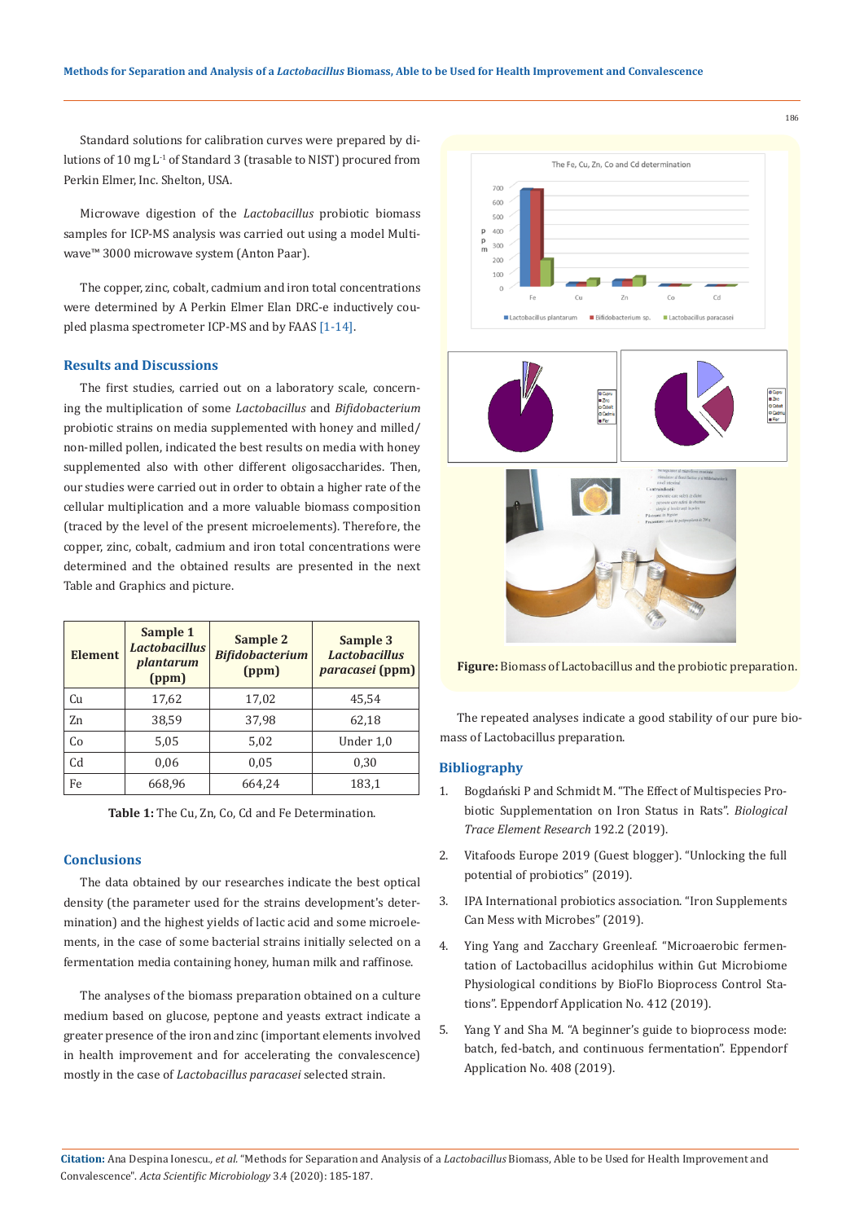Standard solutions for calibration curves were prepared by dilutions of 10 mg $L^{-1}$ of Standard 3 (trasable to NIST) procured from Perkin Elmer, Inc. Shelton, USA.

Microwave digestion of the *Lactobacillus* probiotic biomass samples for ICP-MS analysis was carried out using a model Multiwave™ 3000 microwave system (Anton Paar).

The copper, zinc, cobalt, cadmium and iron total concentrations were determined by A Perkin Elmer Elan DRC-e inductively coupled plasma spectrometer ICP-MS and by FAAS [1-14].

## Results and Discussions

The first studies, carried out on a laboratory scale, concerning the multiplication of some *Lactobacillus* and *Bifidobacterium* probiotic strains on media supplemented with honey and milled/non-milled pollen, indicated the best results on media with honey supplemented also with other different oligosaccharides. Then, our studies were carried out in order to obtain a higher rate of the cellular multiplication and a more valuable biomass composition (traced by the level of the present microelements). Therefore, the copper, zinc, cobalt, cadmium and iron total concentrations were determined and the obtained results are presented in the next Table and Graphics and picture.

| Element | Sample 1 *Lactobacillus plantarum* (ppm) | Sample 2 *Bifidobacterium* (ppm) | Sample 3 *Lactobacillus paracasei* (ppm) |
|---|---|---|---|
| Cu | 17,62 | 17,02 | 45,54 |
| Zn | 38,59 | 37,98 | 62,18 |
| Co | 5,05 | 5,02 | Under 1,0 |
| Cd | 0,06 | 0,05 | 0,30 |
| Fe | 668,96 | 664,24 | 183,1 |

**Table 1:** The Cu, Zn, Co, Cd and Fe Determination.

## Conclusions

The data obtained by our researches indicate the best optical density (the parameter used for the strains development's determination) and the highest yields of lactic acid and some microelements, in the case of some bacterial strains initially selected on a fermentation media containing honey, human milk and raffinose.

The analyses of the biomass preparation obtained on a culture medium based on glucose, peptone and yeasts extract indicate a greater presence of the iron and zinc (important elements involved in health improvement and for accelerating the convalescence) mostly in the case of *Lactobacillus paracasei* selected strain.

**Figure:** Biomass of Lactobacillus and the probiotic preparation.

The repeated analyses indicate a good stability of our pure biomass of Lactobacillus preparation.

## Bibliography

1. Bogdański P and Schmidt M. "The Effect of Multispecies Probiotic Supplementation on Iron Status in Rats". *Biological Trace Element Research* 192.2 (2019).
2. Vitafoods Europe 2019 (Guest blogger). "Unlocking the full potential of probiotics" (2019).
3. IPA International probiotics association. "Iron Supplements Can Mess with Microbes" (2019).
4. Ying Yang and Zacchary Greenleaf. "Microaerobic fermentation of Lactobacillus acidophilus within Gut Microbiome Physiological conditions by BioFlo Bioprocess Control Stations". Eppendorf Application No. 412 (2019).
5. Yang Y and Sha M. "A beginner's guide to bioprocess mode: batch, fed-batch, and continuous fermentation". Eppendorf Application No. 408 (2019).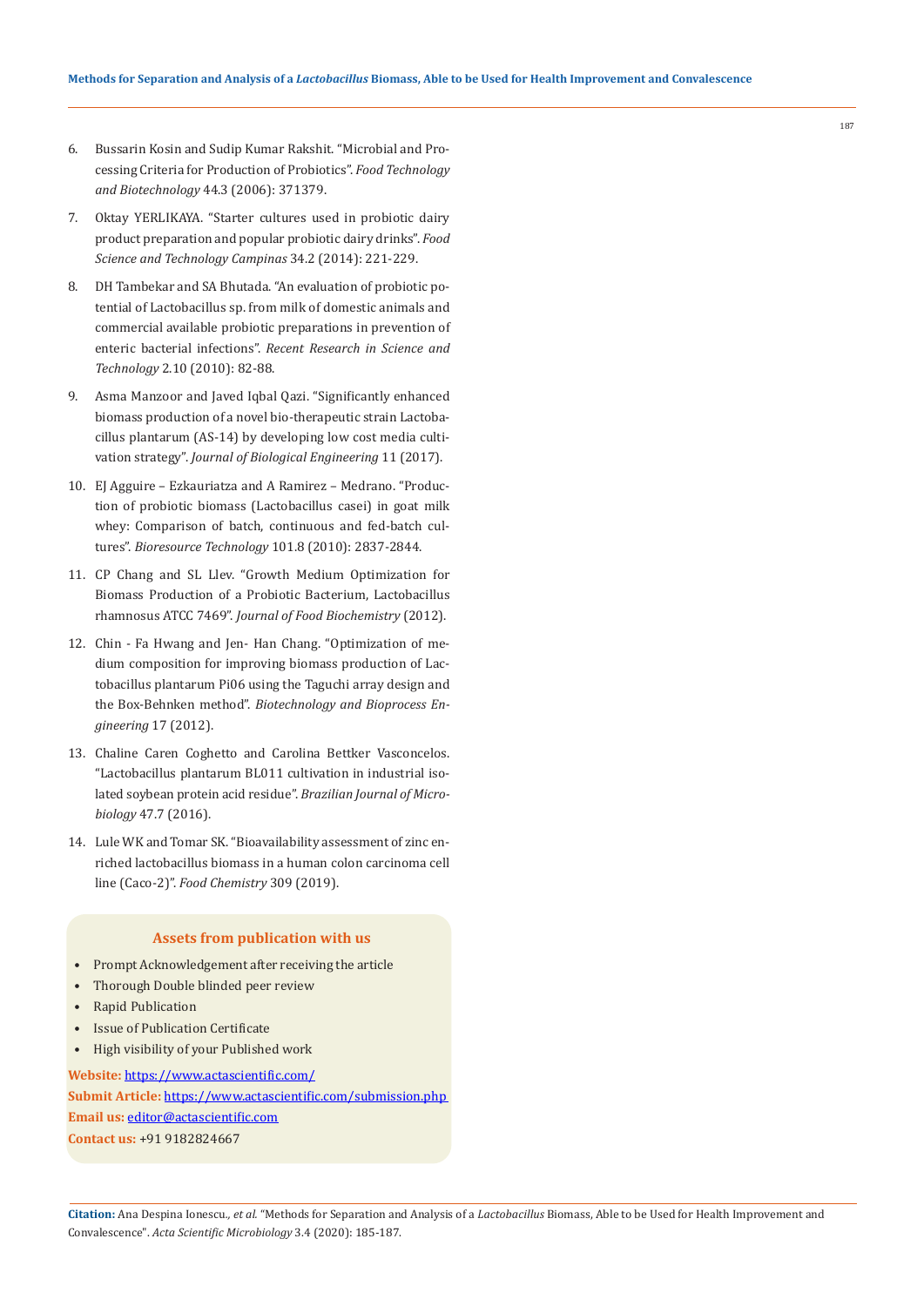6. Bussarin Kosin and Sudip Kumar Rakshit. "Microbial and Processing Criteria for Production of Probiotics". *Food Technology and Biotechnology* 44.3 (2006): 371379.

7. Oktay YERLIKAYA. "Starter cultures used in probiotic dairy product preparation and popular probiotic dairy drinks". *Food Science and Technology Campinas* 34.2 (2014): 221-229.

8. DH Tambekar and SA Bhutada. "An evaluation of probiotic potential of Lactobacillus sp. from milk of domestic animals and commercial available probiotic preparations in prevention of enteric bacterial infections". *Recent Research in Science and Technology* 2.10 (2010): 82-88.

9. Asma Manzoor and Javed Iqbal Qazi. "Significantly enhanced biomass production of a novel bio-therapeutic strain Lactobacillus plantarum (AS-14) by developing low cost media cultivation strategy". *Journal of Biological Engineering* 11 (2017).

10. EJ Agguire – Ezkauriatza and A Ramirez – Medrano. "Production of probiotic biomass (Lactobacillus casei) in goat milk whey: Comparison of batch, continuous and fed-batch cultures". *Bioresource Technology* 101.8 (2010): 2837-2844.

11. CP Chang and SL Llev. "Growth Medium Optimization for Biomass Production of a Probiotic Bacterium, Lactobacillus rhamnosus ATCC 7469". *Journal of Food Biochemistry* (2012).

12. Chin - Fa Hwang and Jen- Han Chang. "Optimization of medium composition for improving biomass production of Lactobacillus plantarum Pi06 using the Taguchi array design and the Box-Behnken method". *Biotechnology and Bioprocess Engineering* 17 (2012).

13. Chaline Caren Coghetto and Carolina Bettker Vasconcelos. "Lactobacillus plantarum BL011 cultivation in industrial isolated soybean protein acid residue". *Brazilian Journal of Microbiology* 47.7 (2016).

14. Lule WK and Tomar SK. "Bioavailability assessment of zinc enriched lactobacillus biomass in a human colon carcinoma cell line (Caco-2)". *Food Chemistry* 309 (2019).

**Assets from publication with us**

- Prompt Acknowledgement after receiving the article
- Thorough Double blinded peer review
- Rapid Publication
- Issue of Publication Certificate
- High visibility of your Published work

**Website:** https://www.actascientific.com/
**Submit Article:** https://www.actascientific.com/submission.php
**Email us:** editor@actascientific.com
**Contact us:** +91 9182824667